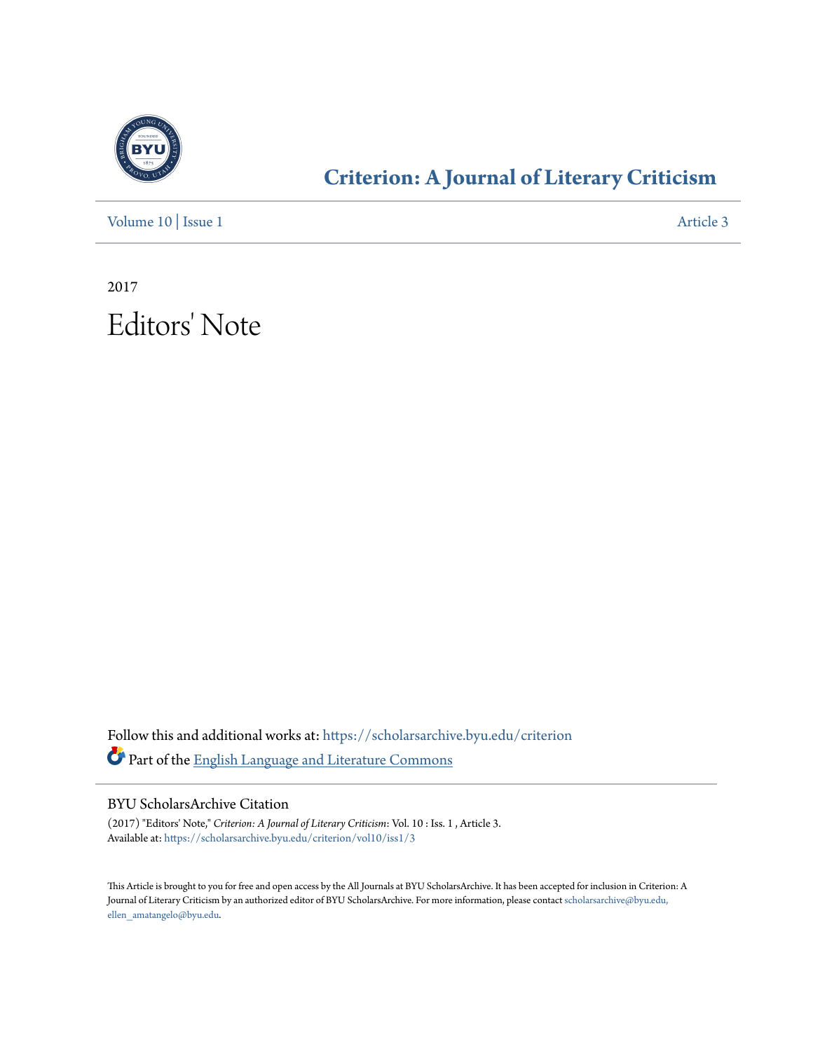# Criterion: A Journal of Literary Criticism

Volume 10 | Issue 1 Article 3

2017

# Editors' Note

Follow this and additional works at: https://scholarsarchive.byu.edu/criterion

Part of the English Language and Literature Commons

## BYU ScholarsArchive Citation

(2017) "Editors' Note," *Criterion: A Journal of Literary Criticism*: Vol. 10 : Iss. 1 , Article 3.
Available at: https://scholarsarchive.byu.edu/criterion/vol10/iss1/3

This Article is brought to you for free and open access by the All Journals at BYU ScholarsArchive. It has been accepted for inclusion in Criterion: A Journal of Literary Criticism by an authorized editor of BYU ScholarsArchive. For more information, please contact scholarsarchive@byu.edu, ellen_amatangelo@byu.edu.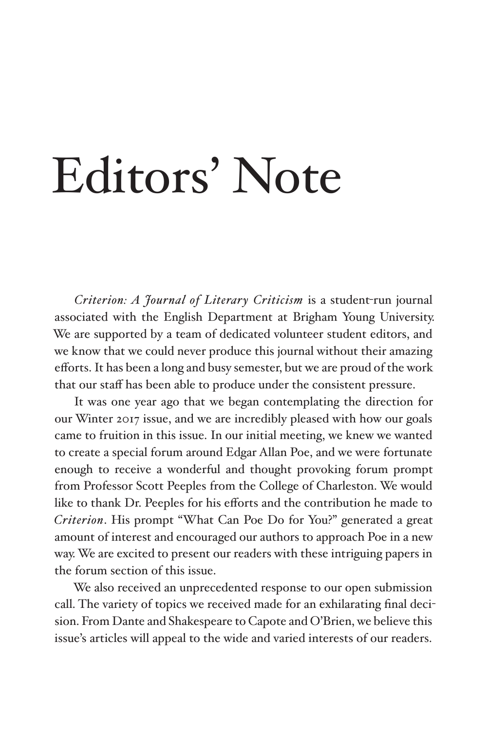# Editors' Note

*Criterion: A Journal of Literary Criticism* is a student-run journal associated with the English Department at Brigham Young University. We are supported by a team of dedicated volunteer student editors, and we know that we could never produce this journal without their amazing efforts. It has been a long and busy semester, but we are proud of the work that our staff has been able to produce under the consistent pressure.

It was one year ago that we began contemplating the direction for our Winter 2017 issue, and we are incredibly pleased with how our goals came to fruition in this issue. In our initial meeting, we knew we wanted to create a special forum around Edgar Allan Poe, and we were fortunate enough to receive a wonderful and thought provoking forum prompt from Professor Scott Peeples from the College of Charleston. We would like to thank Dr. Peeples for his efforts and the contribution he made to *Criterion*. His prompt "What Can Poe Do for You?" generated a great amount of interest and encouraged our authors to approach Poe in a new way. We are excited to present our readers with these intriguing papers in the forum section of this issue.

We also received an unprecedented response to our open submission call. The variety of topics we received made for an exhilarating final decision. From Dante and Shakespeare to Capote and O'Brien, we believe this issue's articles will appeal to the wide and varied interests of our readers.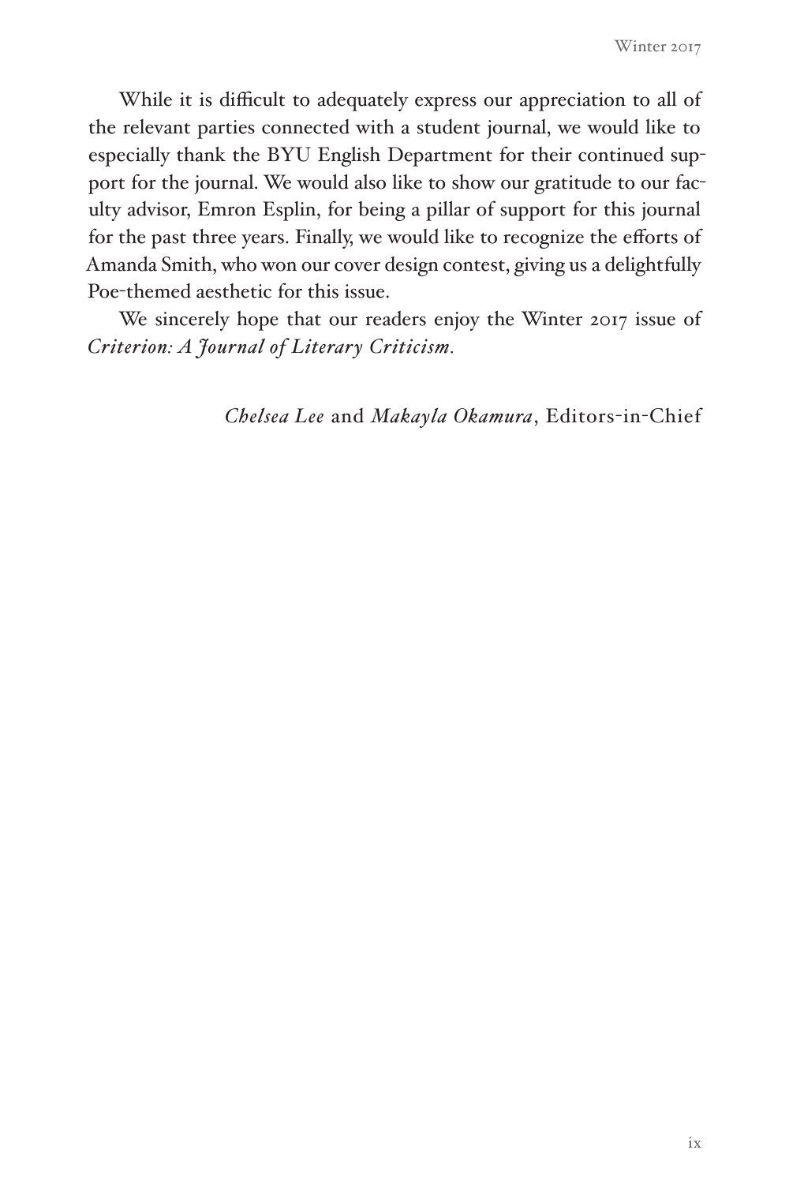While it is difficult to adequately express our appreciation to all of the relevant parties connected with a student journal, we would like to especially thank the BYU English Department for their continued support for the journal. We would also like to show our gratitude to our faculty advisor, Emron Esplin, for being a pillar of support for this journal for the past three years. Finally, we would like to recognize the efforts of Amanda Smith, who won our cover design contest, giving us a delightfully Poe-themed aesthetic for this issue.

We sincerely hope that our readers enjoy the Winter 2017 issue of *Criterion: A Journal of Literary Criticism.*

*Chelsea Lee* and *Makayla Okamura*, Editors-in-Chief